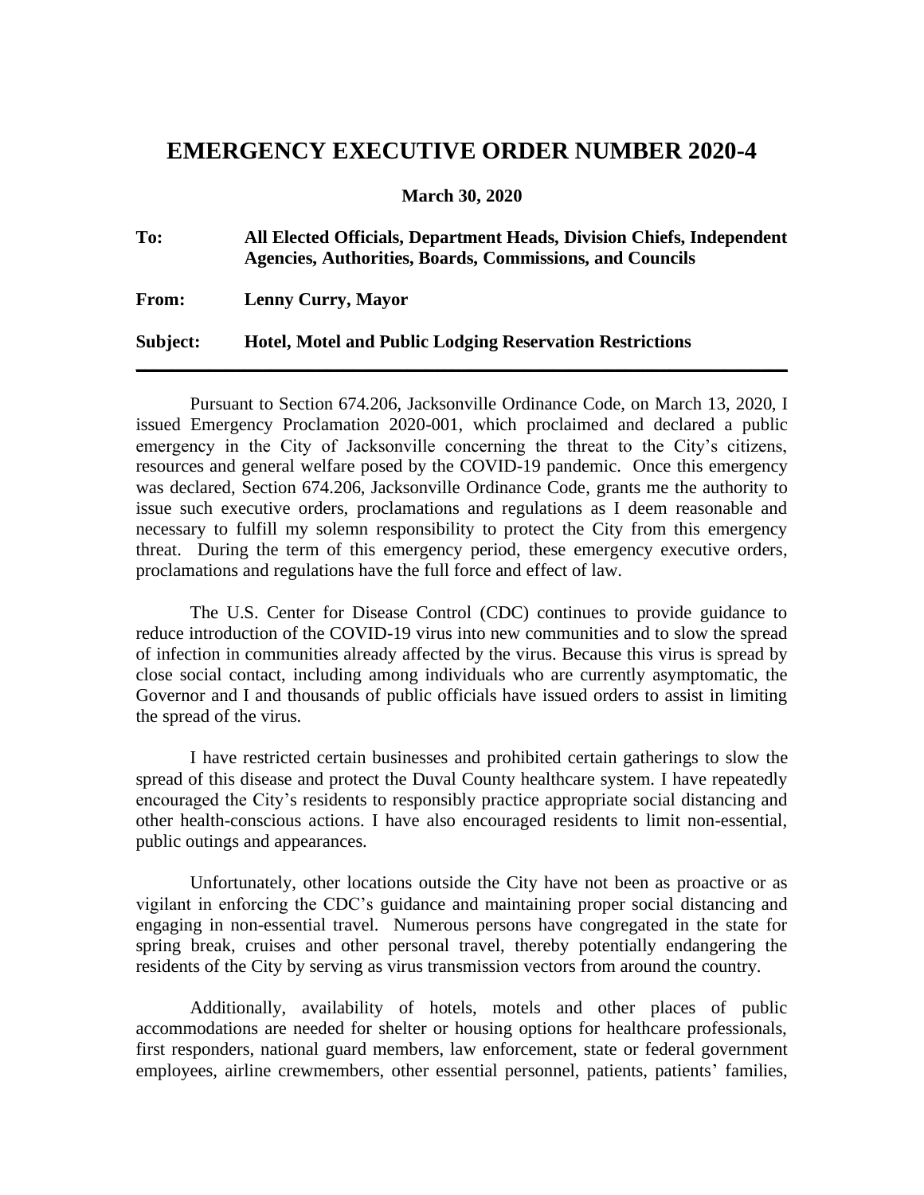# EMERGENCY EXECUTIVE ORDER NUMBER 2020-4

**March 30, 2020**

**To:** **All Elected Officials, Department Heads, Division Chiefs, Independent Agencies, Authorities, Boards, Commissions, and Councils**

**From:** **Lenny Curry, Mayor**

**Subject:** **Hotel, Motel and Public Lodging Reservation Restrictions**

---

Pursuant to Section 674.206, Jacksonville Ordinance Code, on March 13, 2020, I issued Emergency Proclamation 2020-001, which proclaimed and declared a public emergency in the City of Jacksonville concerning the threat to the City's citizens, resources and general welfare posed by the COVID-19 pandemic. Once this emergency was declared, Section 674.206, Jacksonville Ordinance Code, grants me the authority to issue such executive orders, proclamations and regulations as I deem reasonable and necessary to fulfill my solemn responsibility to protect the City from this emergency threat. During the term of this emergency period, these emergency executive orders, proclamations and regulations have the full force and effect of law.

The U.S. Center for Disease Control (CDC) continues to provide guidance to reduce introduction of the COVID-19 virus into new communities and to slow the spread of infection in communities already affected by the virus. Because this virus is spread by close social contact, including among individuals who are currently asymptomatic, the Governor and I and thousands of public officials have issued orders to assist in limiting the spread of the virus.

I have restricted certain businesses and prohibited certain gatherings to slow the spread of this disease and protect the Duval County healthcare system. I have repeatedly encouraged the City's residents to responsibly practice appropriate social distancing and other health-conscious actions. I have also encouraged residents to limit non-essential, public outings and appearances.

Unfortunately, other locations outside the City have not been as proactive or as vigilant in enforcing the CDC's guidance and maintaining proper social distancing and engaging in non-essential travel. Numerous persons have congregated in the state for spring break, cruises and other personal travel, thereby potentially endangering the residents of the City by serving as virus transmission vectors from around the country.

Additionally, availability of hotels, motels and other places of public accommodations are needed for shelter or housing options for healthcare professionals, first responders, national guard members, law enforcement, state or federal government employees, airline crewmembers, other essential personnel, patients, patients' families,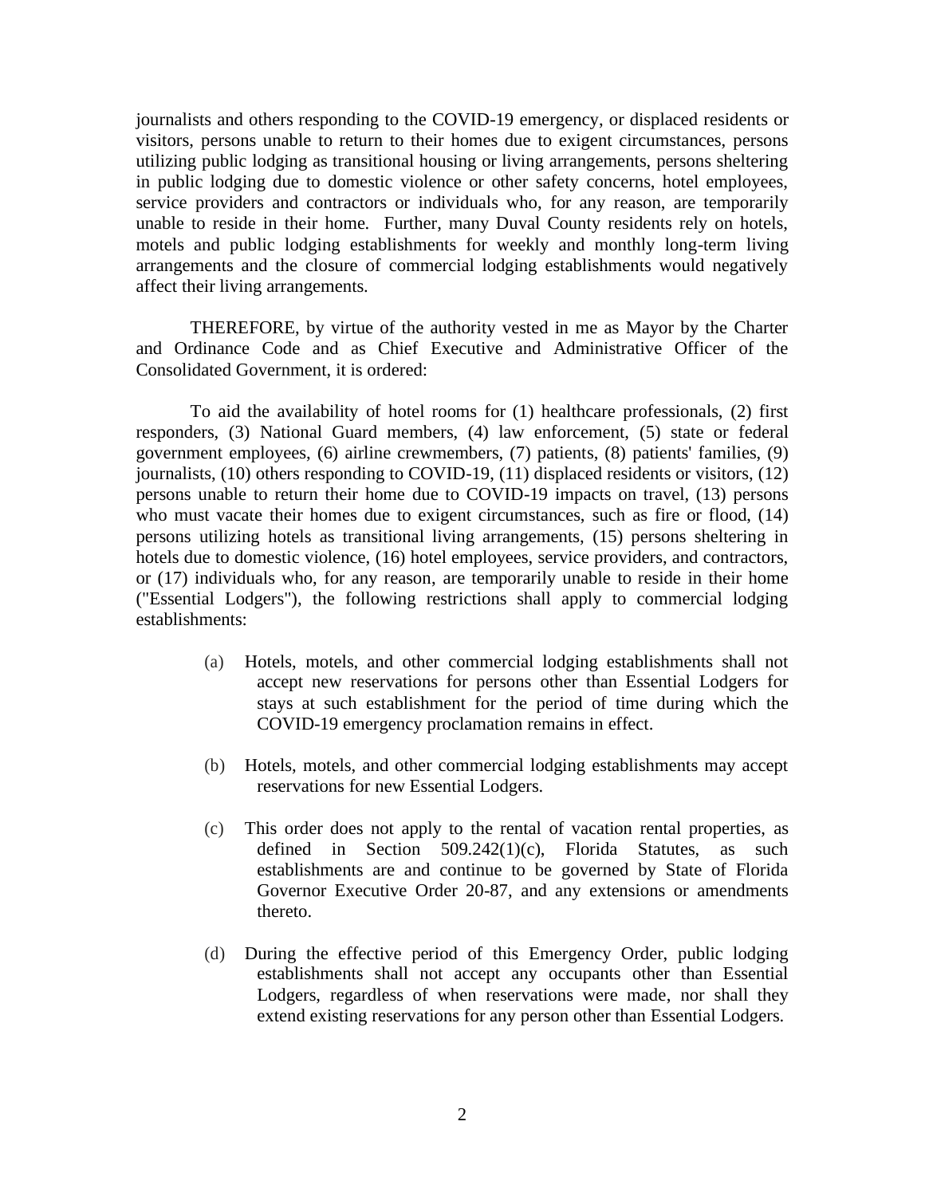journalists and others responding to the COVID-19 emergency, or displaced residents or visitors, persons unable to return to their homes due to exigent circumstances, persons utilizing public lodging as transitional housing or living arrangements, persons sheltering in public lodging due to domestic violence or other safety concerns, hotel employees, service providers and contractors or individuals who, for any reason, are temporarily unable to reside in their home. Further, many Duval County residents rely on hotels, motels and public lodging establishments for weekly and monthly long-term living arrangements and the closure of commercial lodging establishments would negatively affect their living arrangements.

THEREFORE, by virtue of the authority vested in me as Mayor by the Charter and Ordinance Code and as Chief Executive and Administrative Officer of the Consolidated Government, it is ordered:

To aid the availability of hotel rooms for (1) healthcare professionals, (2) first responders, (3) National Guard members, (4) law enforcement, (5) state or federal government employees, (6) airline crewmembers, (7) patients, (8) patients' families, (9) journalists, (10) others responding to COVID-19, (11) displaced residents or visitors, (12) persons unable to return their home due to COVID-19 impacts on travel, (13) persons who must vacate their homes due to exigent circumstances, such as fire or flood, (14) persons utilizing hotels as transitional living arrangements, (15) persons sheltering in hotels due to domestic violence, (16) hotel employees, service providers, and contractors, or (17) individuals who, for any reason, are temporarily unable to reside in their home ("Essential Lodgers"), the following restrictions shall apply to commercial lodging establishments:

(a) Hotels, motels, and other commercial lodging establishments shall not accept new reservations for persons other than Essential Lodgers for stays at such establishment for the period of time during which the COVID-19 emergency proclamation remains in effect.

(b) Hotels, motels, and other commercial lodging establishments may accept reservations for new Essential Lodgers.

(c) This order does not apply to the rental of vacation rental properties, as defined in Section 509.242(1)(c), Florida Statutes, as such establishments are and continue to be governed by State of Florida Governor Executive Order 20-87, and any extensions or amendments thereto.

(d) During the effective period of this Emergency Order, public lodging establishments shall not accept any occupants other than Essential Lodgers, regardless of when reservations were made, nor shall they extend existing reservations for any person other than Essential Lodgers.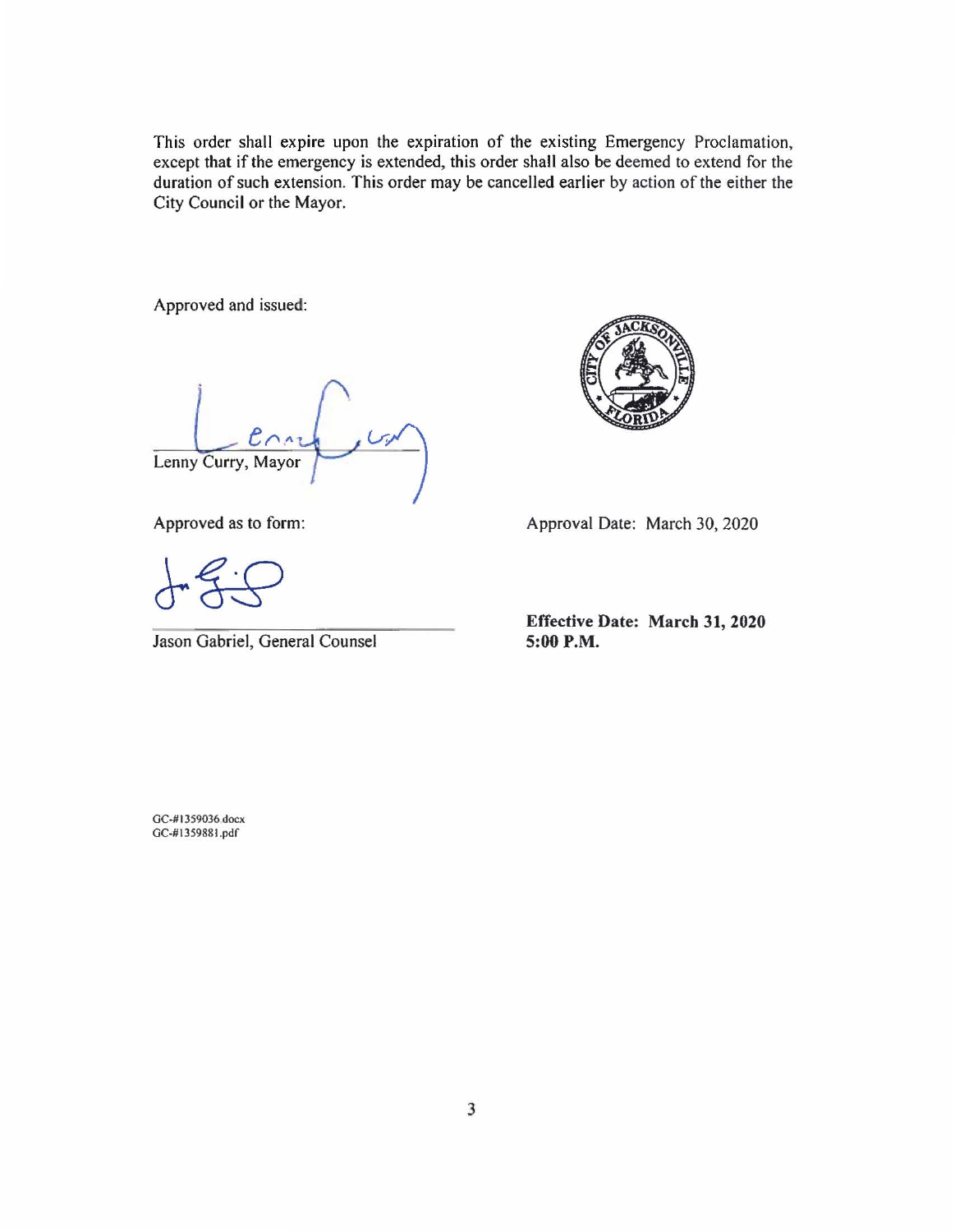This order shall expire upon the expiration of the existing Emergency Proclamation, except that if the emergency is extended, this order shall also be deemed to extend for the duration of such extension. This order may be cancelled earlier by action of the either the City Council or the Mayor.

Approved and issued:

Lenny Curry, Mayor

Approved as to form:

Jason Gabriel, General Counsel

Approval Date: March 30, 2020

**Effective Date: March 31, 2020**
**5:00 P.M.**

GC-#1359036.docx
GC-#1359881.pdf